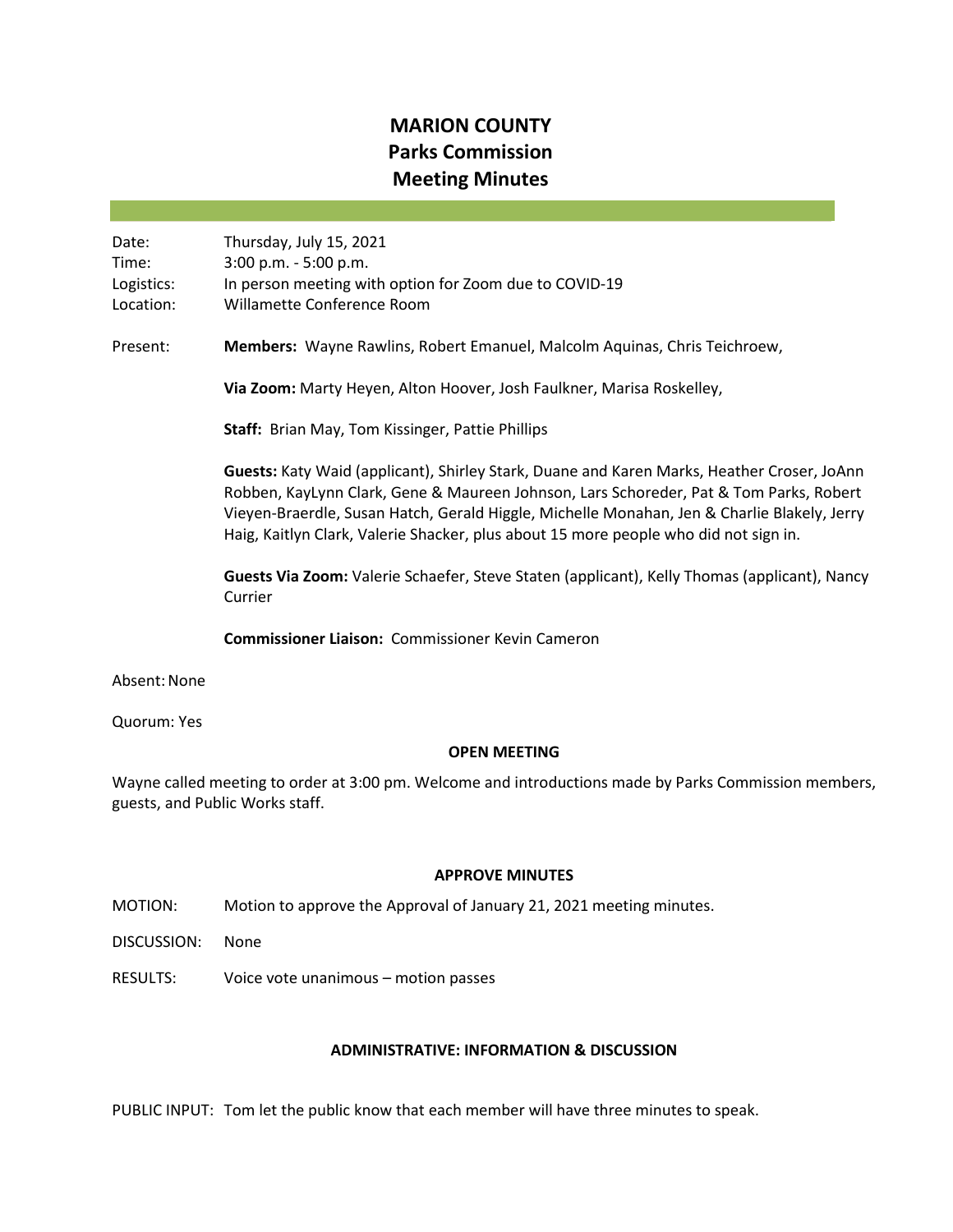# MARION COUNTY
## Parks Commission
## Meeting Minutes

Date: Thursday, July 15, 2021
Time: 3:00 p.m. - 5:00 p.m.
Logistics: In person meeting with option for Zoom due to COVID-19
Location: Willamette Conference Room

Present: **Members:** Wayne Rawlins, Robert Emanuel, Malcolm Aquinas, Chris Teichroew,

**Via Zoom:** Marty Heyen, Alton Hoover, Josh Faulkner, Marisa Roskelley,

**Staff:** Brian May, Tom Kissinger, Pattie Phillips

**Guests:** Katy Waid (applicant), Shirley Stark, Duane and Karen Marks, Heather Croser, JoAnn Robben, KayLynn Clark, Gene & Maureen Johnson, Lars Schoreder, Pat & Tom Parks, Robert Vieyen-Braerdle, Susan Hatch, Gerald Higgle, Michelle Monahan, Jen & Charlie Blakely, Jerry Haig, Kaitlyn Clark, Valerie Shacker, plus about 15 more people who did not sign in.

**Guests Via Zoom:** Valerie Schaefer, Steve Staten (applicant), Kelly Thomas (applicant), Nancy Currier

**Commissioner Liaison:** Commissioner Kevin Cameron

Absent: None

Quorum: Yes

### OPEN MEETING

Wayne called meeting to order at 3:00 pm. Welcome and introductions made by Parks Commission members, guests, and Public Works staff.

### APPROVE MINUTES

MOTION: Motion to approve the Approval of January 21, 2021 meeting minutes.

DISCUSSION: None

RESULTS: Voice vote unanimous – motion passes

### ADMINISTRATIVE: INFORMATION & DISCUSSION

PUBLIC INPUT: Tom let the public know that each member will have three minutes to speak.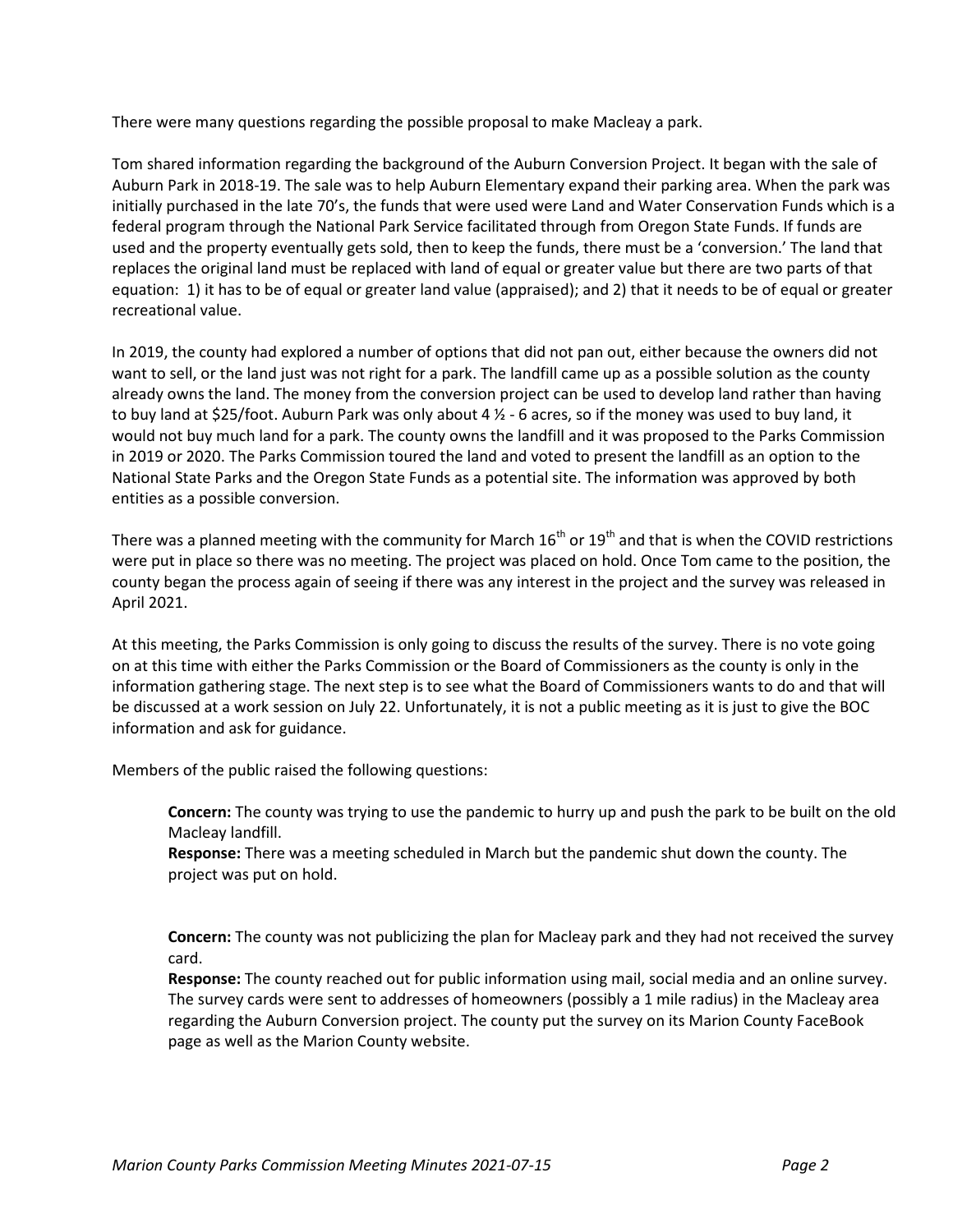There were many questions regarding the possible proposal to make Macleay a park.

Tom shared information regarding the background of the Auburn Conversion Project. It began with the sale of Auburn Park in 2018-19. The sale was to help Auburn Elementary expand their parking area. When the park was initially purchased in the late 70's, the funds that were used were Land and Water Conservation Funds which is a federal program through the National Park Service facilitated through from Oregon State Funds. If funds are used and the property eventually gets sold, then to keep the funds, there must be a 'conversion.' The land that replaces the original land must be replaced with land of equal or greater value but there are two parts of that equation: 1) it has to be of equal or greater land value (appraised); and 2) that it needs to be of equal or greater recreational value.

In 2019, the county had explored a number of options that did not pan out, either because the owners did not want to sell, or the land just was not right for a park. The landfill came up as a possible solution as the county already owns the land. The money from the conversion project can be used to develop land rather than having to buy land at $25/foot. Auburn Park was only about 4 ½ - 6 acres, so if the money was used to buy land, it would not buy much land for a park. The county owns the landfill and it was proposed to the Parks Commission in 2019 or 2020. The Parks Commission toured the land and voted to present the landfill as an option to the National State Parks and the Oregon State Funds as a potential site. The information was approved by both entities as a possible conversion.

There was a planned meeting with the community for March 16th or 19th and that is when the COVID restrictions were put in place so there was no meeting. The project was placed on hold. Once Tom came to the position, the county began the process again of seeing if there was any interest in the project and the survey was released in April 2021.

At this meeting, the Parks Commission is only going to discuss the results of the survey. There is no vote going on at this time with either the Parks Commission or the Board of Commissioners as the county is only in the information gathering stage. The next step is to see what the Board of Commissioners wants to do and that will be discussed at a work session on July 22. Unfortunately, it is not a public meeting as it is just to give the BOC information and ask for guidance.

Members of the public raised the following questions:

> **Concern:** The county was trying to use the pandemic to hurry up and push the park to be built on the old Macleay landfill.
> **Response:** There was a meeting scheduled in March but the pandemic shut down the county. The project was put on hold.
>
> **Concern:** The county was not publicizing the plan for Macleay park and they had not received the survey card.
> **Response:** The county reached out for public information using mail, social media and an online survey. The survey cards were sent to addresses of homeowners (possibly a 1 mile radius) in the Macleay area regarding the Auburn Conversion project. The county put the survey on its Marion County FaceBook page as well as the Marion County website.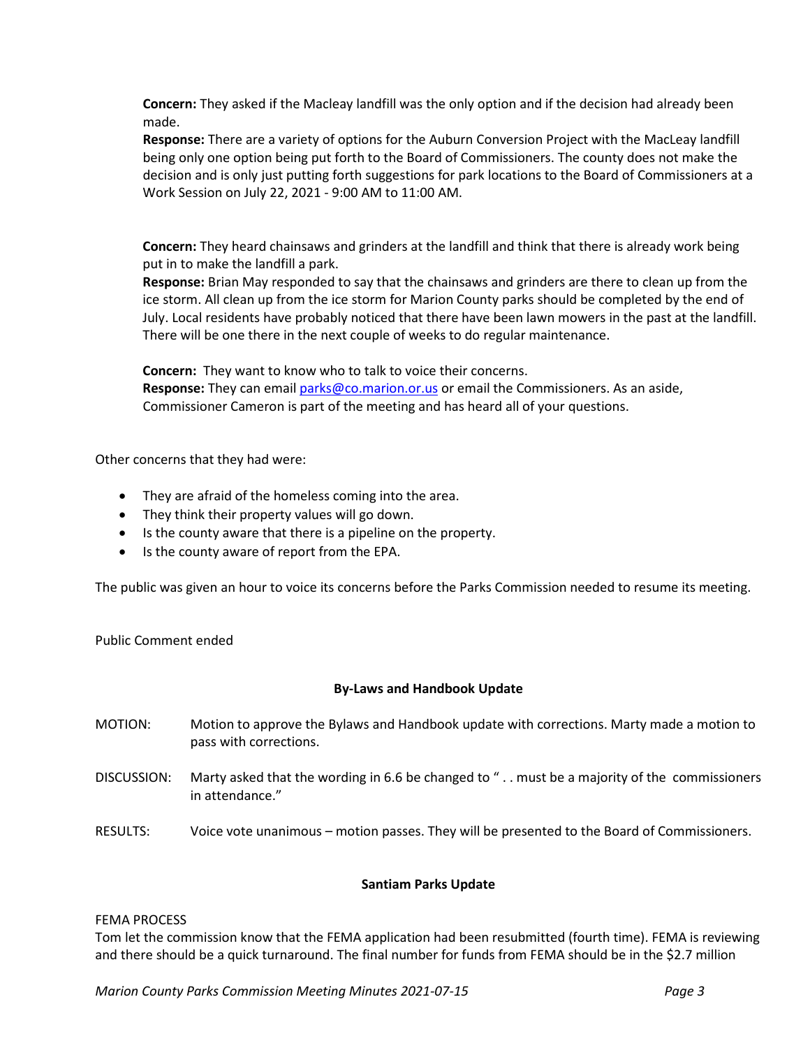**Concern:** They asked if the Macleay landfill was the only option and if the decision had already been made.
**Response:** There are a variety of options for the Auburn Conversion Project with the MacLeay landfill being only one option being put forth to the Board of Commissioners. The county does not make the decision and is only just putting forth suggestions for park locations to the Board of Commissioners at a Work Session on July 22, 2021 - 9:00 AM to 11:00 AM.

**Concern:** They heard chainsaws and grinders at the landfill and think that there is already work being put in to make the landfill a park.
**Response:** Brian May responded to say that the chainsaws and grinders are there to clean up from the ice storm. All clean up from the ice storm for Marion County parks should be completed by the end of July. Local residents have probably noticed that there have been lawn mowers in the past at the landfill. There will be one there in the next couple of weeks to do regular maintenance.

**Concern:** They want to know who to talk to voice their concerns.
**Response:** They can email parks@co.marion.or.us or email the Commissioners. As an aside, Commissioner Cameron is part of the meeting and has heard all of your questions.

Other concerns that they had were:

- They are afraid of the homeless coming into the area.
- They think their property values will go down.
- Is the county aware that there is a pipeline on the property.
- Is the county aware of report from the EPA.

The public was given an hour to voice its concerns before the Parks Commission needed to resume its meeting.

Public Comment ended

## By-Laws and Handbook Update

MOTION: Motion to approve the Bylaws and Handbook update with corrections. Marty made a motion to pass with corrections.

DISCUSSION: Marty asked that the wording in 6.6 be changed to " . . must be a majority of the commissioners in attendance."

RESULTS: Voice vote unanimous – motion passes. They will be presented to the Board of Commissioners.

## Santiam Parks Update

FEMA PROCESS

Tom let the commission know that the FEMA application had been resubmitted (fourth time). FEMA is reviewing and there should be a quick turnaround. The final number for funds from FEMA should be in the $2.7 million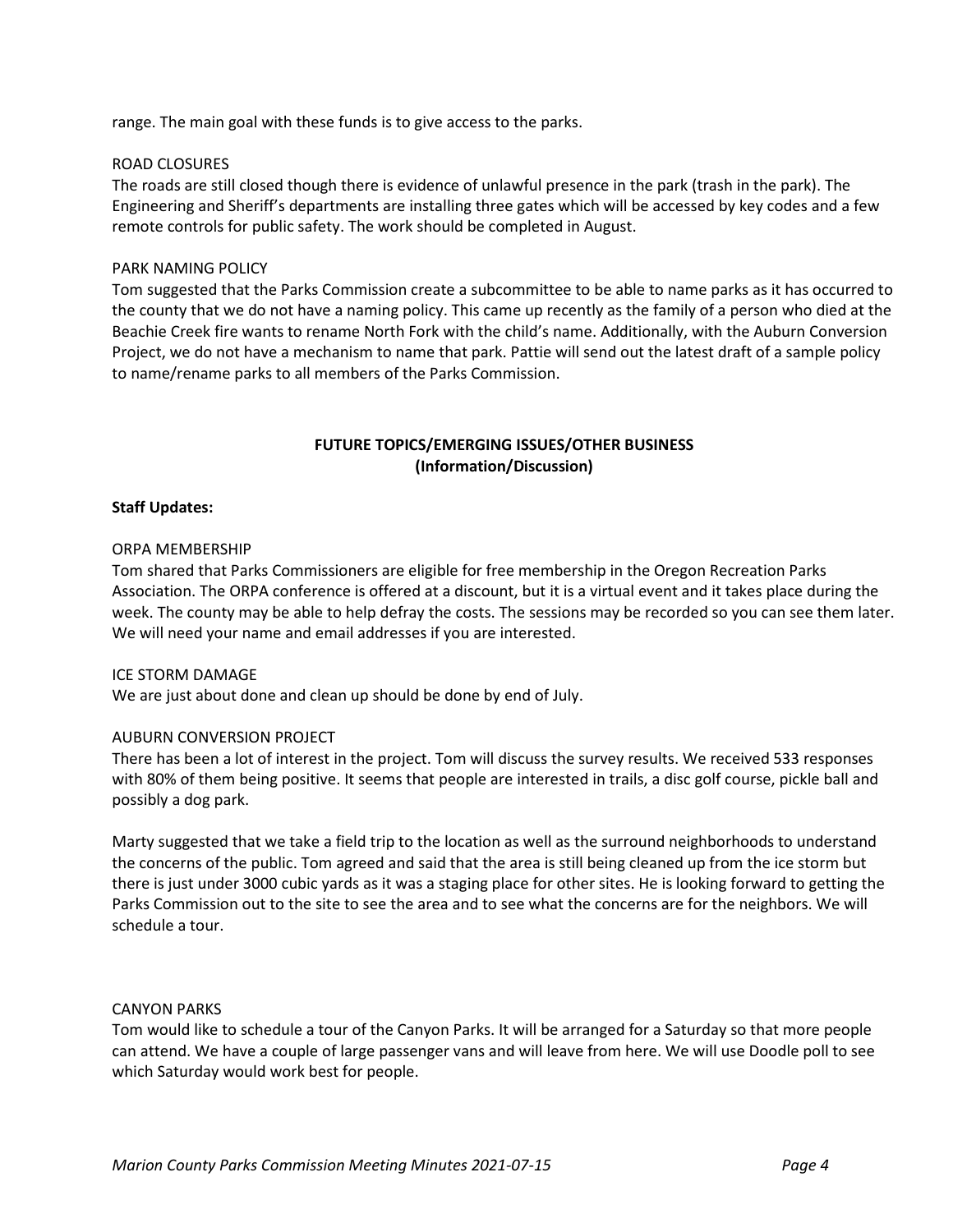range. The main goal with these funds is to give access to the parks.

ROAD CLOSURES

The roads are still closed though there is evidence of unlawful presence in the park (trash in the park). The Engineering and Sheriff's departments are installing three gates which will be accessed by key codes and a few remote controls for public safety. The work should be completed in August.

PARK NAMING POLICY

Tom suggested that the Parks Commission create a subcommittee to be able to name parks as it has occurred to the county that we do not have a naming policy. This came up recently as the family of a person who died at the Beachie Creek fire wants to rename North Fork with the child's name. Additionally, with the Auburn Conversion Project, we do not have a mechanism to name that park. Pattie will send out the latest draft of a sample policy to name/rename parks to all members of the Parks Commission.

**FUTURE TOPICS/EMERGING ISSUES/OTHER BUSINESS**
**(Information/Discussion)**

**Staff Updates:**

ORPA MEMBERSHIP

Tom shared that Parks Commissioners are eligible for free membership in the Oregon Recreation Parks Association. The ORPA conference is offered at a discount, but it is a virtual event and it takes place during the week. The county may be able to help defray the costs. The sessions may be recorded so you can see them later. We will need your name and email addresses if you are interested.

ICE STORM DAMAGE

We are just about done and clean up should be done by end of July.

AUBURN CONVERSION PROJECT

There has been a lot of interest in the project. Tom will discuss the survey results. We received 533 responses with 80% of them being positive. It seems that people are interested in trails, a disc golf course, pickle ball and possibly a dog park.

Marty suggested that we take a field trip to the location as well as the surround neighborhoods to understand the concerns of the public. Tom agreed and said that the area is still being cleaned up from the ice storm but there is just under 3000 cubic yards as it was a staging place for other sites. He is looking forward to getting the Parks Commission out to the site to see the area and to see what the concerns are for the neighbors. We will schedule a tour.

CANYON PARKS

Tom would like to schedule a tour of the Canyon Parks. It will be arranged for a Saturday so that more people can attend. We have a couple of large passenger vans and will leave from here. We will use Doodle poll to see which Saturday would work best for people.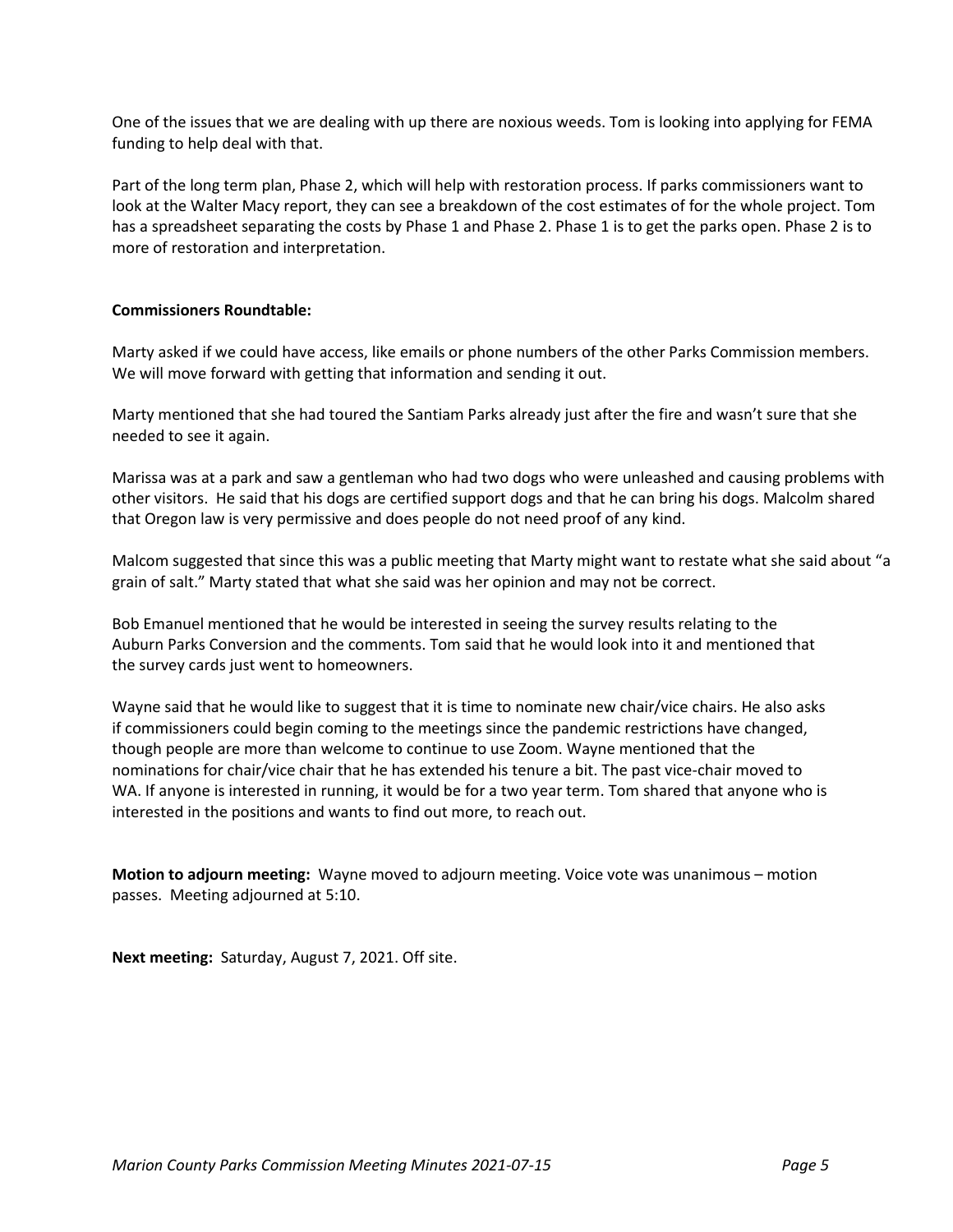One of the issues that we are dealing with up there are noxious weeds. Tom is looking into applying for FEMA funding to help deal with that.

Part of the long term plan, Phase 2, which will help with restoration process. If parks commissioners want to look at the Walter Macy report, they can see a breakdown of the cost estimates of for the whole project. Tom has a spreadsheet separating the costs by Phase 1 and Phase 2. Phase 1 is to get the parks open. Phase 2 is to more of restoration and interpretation.

**Commissioners Roundtable:**

Marty asked if we could have access, like emails or phone numbers of the other Parks Commission members. We will move forward with getting that information and sending it out.

Marty mentioned that she had toured the Santiam Parks already just after the fire and wasn't sure that she needed to see it again.

Marissa was at a park and saw a gentleman who had two dogs who were unleashed and causing problems with other visitors. He said that his dogs are certified support dogs and that he can bring his dogs. Malcolm shared that Oregon law is very permissive and does people do not need proof of any kind.

Malcom suggested that since this was a public meeting that Marty might want to restate what she said about "a grain of salt." Marty stated that what she said was her opinion and may not be correct.

Bob Emanuel mentioned that he would be interested in seeing the survey results relating to the Auburn Parks Conversion and the comments. Tom said that he would look into it and mentioned that the survey cards just went to homeowners.

Wayne said that he would like to suggest that it is time to nominate new chair/vice chairs. He also asks if commissioners could begin coming to the meetings since the pandemic restrictions have changed, though people are more than welcome to continue to use Zoom. Wayne mentioned that the nominations for chair/vice chair that he has extended his tenure a bit. The past vice-chair moved to WA. If anyone is interested in running, it would be for a two year term. Tom shared that anyone who is interested in the positions and wants to find out more, to reach out.

**Motion to adjourn meeting:** Wayne moved to adjourn meeting. Voice vote was unanimous – motion passes. Meeting adjourned at 5:10.

**Next meeting:** Saturday, August 7, 2021. Off site.